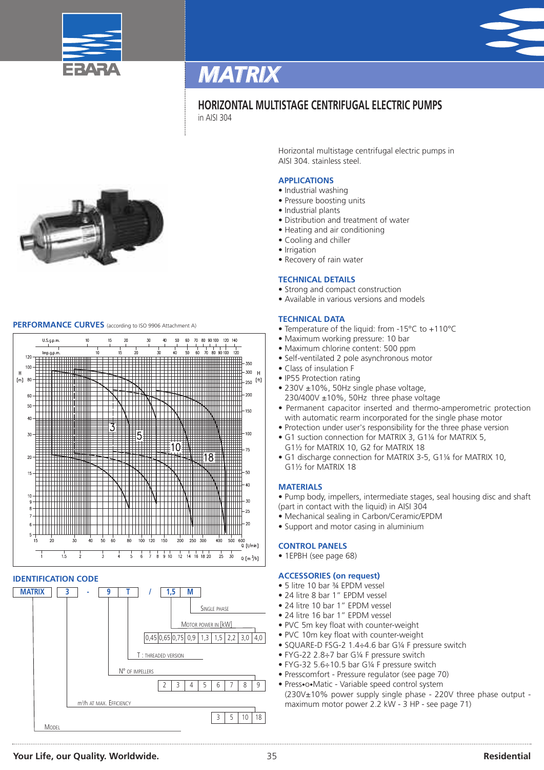# MATRIX

## HORIZONTAL MULTISTAGE CENTRIFUGAL ELECTRIC PUMPS

in AISI 304

Horizontal multistage centrifugal electric pumps in AISI 304. stainless steel.

### APPLICATIONS

- Industrial washing
- Pressure boosting units
- Industrial plants
- Distribution and treatment of water
- Heating and air conditioning
- Cooling and chiller
- Irrigation
- Recovery of rain water

### TECHNICAL DETAILS

- Strong and compact construction
- Available in various versions and models

### TECHNICAL DATA

- Temperature of the liquid: from -15°C to +110°C
- Maximum working pressure: 10 bar
- Maximum chlorine content: 500 ppm
- Self-ventilated 2 pole asynchronous motor
- Class of insulation F
- IP55 Protection rating
- 230V ±10%, 50Hz single phase voltage, 230/400V ±10%, 50Hz three phase voltage
- Permanent capacitor inserted and thermo-amperometric protection with automatic rearm incorporated for the single phase motor
- Protection under user's responsibility for the three phase version
- G1 suction connection for MATRIX 3, G1¼ for MATRIX 5, G1½ for MATRIX 10, G2 for MATRIX 18
- G1 discharge connection for MATRIX 3-5, G1¼ for MATRIX 10, G1½ for MATRIX 18

### MATERIALS

- Pump body, impellers, intermediate stages, seal housing disc and shaft (part in contact with the liquid) in AISI 304
- Mechanical sealing in Carbon/Ceramic/EPDM
- Support and motor casing in aluminium

### CONTROL PANELS

- 1EPBH (see page 68)

### ACCESSORIES (on request)

- 5 litre 10 bar ¾ EPDM vessel
- 24 litre 8 bar 1" EPDM vessel
- 24 litre 10 bar 1" EPDM vessel
- 24 litre 16 bar 1" EPDM vessel
- PVC 5m key float with counter-weight
- PVC 10m key float with counter-weight
- SQUARE-D FSG-2 1.4÷4.6 bar G¼ F pressure switch
- FYG-22 2.8÷7 bar G¼ F pressure switch
- FYG-32 5.6÷10.5 bar G¼ F pressure switch
- Presscomfort - Pressure regulator (see page 70)
- Press•o•Matic - Variable speed control system (230V±10% power supply single phase - 220V three phase output - maximum motor power 2.2 kW - 3 HP - see page 71)

### PERFORMANCE CURVES (according to ISO 9906 Attachment A)

Curves: 3, 5, 10, 18. Axes: H [m] / H [ft]; Q [l/min] / Q [m³/h]; U.S.g.p.m.; Imp.g.p.m.

### IDENTIFICATION CODE

| MATRIX | 3 | - | 9 | T | / | 1,5 | M |
|---|---|---|---|---|---|---|---|

- M: Single phase
- 1,5: Motor power in [kW]: 0,45 | 0,65 | 0,75 | 0,9 | 1,3 | 1,5 | 2,2 | 3,0 | 4,0
- T: Threaded version
- 9: N° of impellers: 2 | 3 | 4 | 5 | 6 | 7 | 8 | 9
- 3: m³/h at max. efficiency: 3 | 5 | 10 | 18
- MATRIX: Model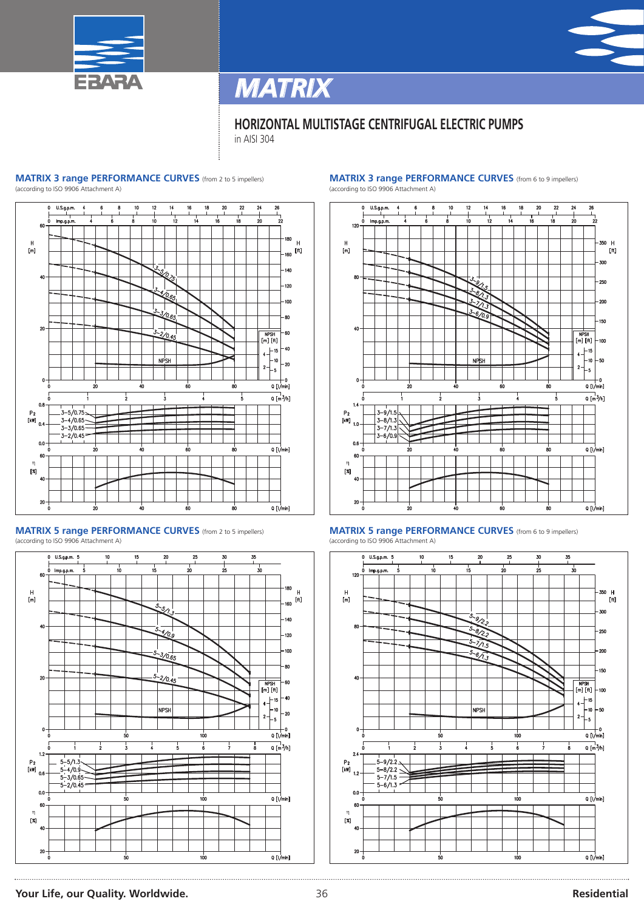# MATRIX

## HORIZONTAL MULTISTAGE CENTRIFUGAL ELECTRIC PUMPS

in AISI 304

### MATRIX 3 range PERFORMANCE CURVES (from 2 to 5 impellers)

(according to ISO 9906 Attachment A)

### MATRIX 3 range PERFORMANCE CURVES (from 6 to 9 impellers)

(according to ISO 9906 Attachment A)

### MATRIX 5 range PERFORMANCE CURVES (from 2 to 5 impellers)

(according to ISO 9906 Attachment A)

### MATRIX 5 range PERFORMANCE CURVES (from 6 to 9 impellers)

(according to ISO 9906 Attachment A)

Your Life, our Quality. Worldwide.

Residential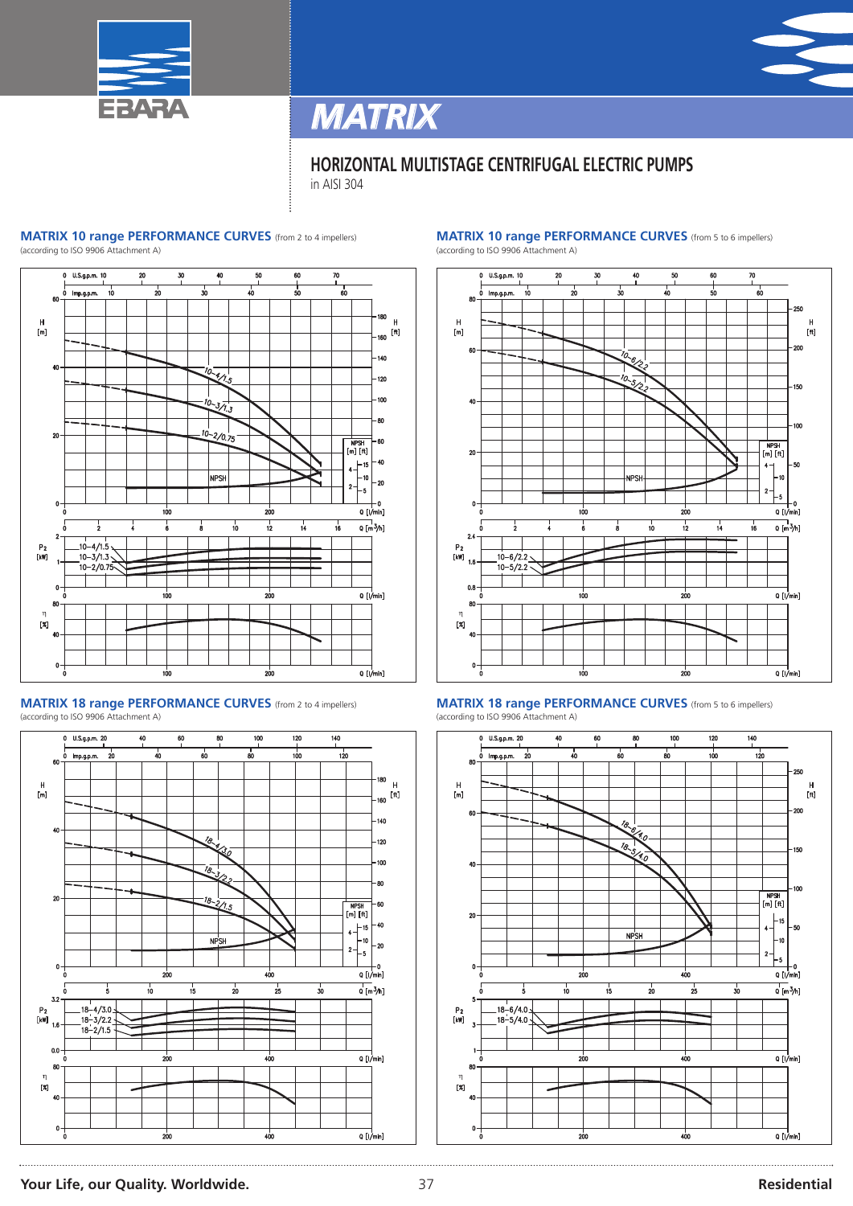# MATRIX

## HORIZONTAL MULTISTAGE CENTRIFUGAL ELECTRIC PUMPS

in AISI 304

### MATRIX 10 range PERFORMANCE CURVES (from 2 to 4 impellers)

(according to ISO 9906 Attachment A)

### MATRIX 10 range PERFORMANCE CURVES (from 5 to 6 impellers)

(according to ISO 9906 Attachment A)

### MATRIX 18 range PERFORMANCE CURVES (from 2 to 4 impellers)

(according to ISO 9906 Attachment A)

### MATRIX 18 range PERFORMANCE CURVES (from 5 to 6 impellers)

(according to ISO 9906 Attachment A)

Your Life, our Quality. Worldwide.

Residential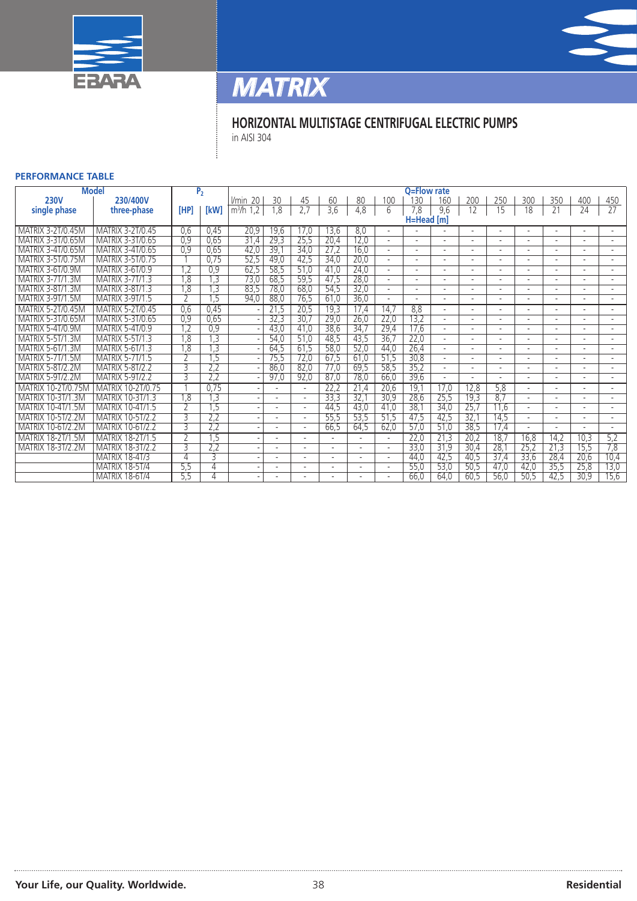EBARA

# MATRIX

## HORIZONTAL MULTISTAGE CENTRIFUGAL ELECTRIC PUMPS

in AISI 304

### PERFORMANCE TABLE

| Model | | $P_2$ | | Q=Flow rate | | | | | | | | | | | | | |
|---|---|---|---|---|---|---|---|---|---|---|---|---|---|---|---|---|---|
| 230V single phase | 230/400V three-phase | [HP] | [kW] | l/min 20 | 30 | 45 | 60 | 80 | 100 | 130 | 160 | 200 | 250 | 300 | 350 | 400 | 450 |
| | | | | $m^3/h$ 1,2 | 1,8 | 2,7 | 3,6 | 4,8 | 6 | 7,8 | 9,6 | 12 | 15 | 18 | 21 | 24 | 27 |
| | | | | H=Head [m] | | | | | | | | | | | | | |
| MATRIX 3-2T/0.45M | MATRIX 3-2T/0.45 | 0,6 | 0,45 | 20,9 | 19,6 | 17,0 | 13,6 | 8,0 | - | - | - | - | - | - | - | - | - |
| MATRIX 3-3T/0.65M | MATRIX 3-3T/0.65 | 0,9 | 0,65 | 31,4 | 29,3 | 25,5 | 20,4 | 12,0 | - | - | - | - | - | - | - | - | - |
| MATRIX 3-4T/0.65M | MATRIX 3-4T/0.65 | 0,9 | 0,65 | 42,0 | 39,1 | 34,0 | 27,2 | 16,0 | - | - | - | - | - | - | - | - | - |
| MATRIX 3-5T/0.75M | MATRIX 3-5T/0.75 | 1 | 0,75 | 52,5 | 49,0 | 42,5 | 34,0 | 20,0 | - | - | - | - | - | - | - | - | - |
| MATRIX 3-6T/0.9M | MATRIX 3-6T/0.9 | 1,2 | 0,9 | 62,5 | 58,5 | 51,0 | 41,0 | 24,0 | - | - | - | - | - | - | - | - | - |
| MATRIX 3-7T/1.3M | MATRIX 3-7T/1.3 | 1,8 | 1,3 | 73,0 | 68,5 | 59,5 | 47,5 | 28,0 | - | - | - | - | - | - | - | - | - |
| MATRIX 3-8T/1.3M | MATRIX 3-8T/1.3 | 1,8 | 1,3 | 83,5 | 78,0 | 68,0 | 54,5 | 32,0 | - | - | - | - | - | - | - | - | - |
| MATRIX 3-9T/1.5M | MATRIX 3-9T/1.5 | 2 | 1,5 | 94,0 | 88,0 | 76,5 | 61,0 | 36,0 | - | - | - | - | - | - | - | - | - |
| MATRIX 5-2T/0.45M | MATRIX 5-2T/0.45 | 0,6 | 0,45 | - | 21,5 | 20,5 | 19,3 | 17,4 | 14,7 | 8,8 | - | - | - | - | - | - | - |
| MATRIX 5-3T/0.65M | MATRIX 5-3T/0.65 | 0,9 | 0,65 | - | 32,3 | 30,7 | 29,0 | 26,0 | 22,0 | 13,2 | - | - | - | - | - | - | - |
| MATRIX 5-4T/0.9M | MATRIX 5-4T/0.9 | 1,2 | 0,9 | - | 43,0 | 41,0 | 38,6 | 34,7 | 29,4 | 17,6 | - | - | - | - | - | - | - |
| MATRIX 5-5T/1.3M | MATRIX 5-5T/1.3 | 1,8 | 1,3 | - | 54,0 | 51,0 | 48,5 | 43,5 | 36,7 | 22,0 | - | - | - | - | - | - | - |
| MATRIX 5-6T/1.3M | MATRIX 5-6T/1.3 | 1,8 | 1,3 | - | 64,5 | 61,5 | 58,0 | 52,0 | 44,0 | 26,4 | - | - | - | - | - | - | - |
| MATRIX 5-7T/1.5M | MATRIX 5-7T/1.5 | 2 | 1,5 | - | 75,5 | 72,0 | 67,5 | 61,0 | 51,5 | 30,8 | - | - | - | - | - | - | - |
| MATRIX 5-8T/2.2M | MATRIX 5-8T/2.2 | 3 | 2,2 | - | 86,0 | 82,0 | 77,0 | 69,5 | 58,5 | 35,2 | - | - | - | - | - | - | - |
| MATRIX 5-9T/2.2M | MATRIX 5-9T/2.2 | 3 | 2,2 | - | 97,0 | 92,0 | 87,0 | 78,0 | 66,0 | 39,6 | - | - | - | - | - | - | - |
| MATRIX 10-2T/0.75M | MATRIX 10-2T/0.75 | 1 | 0,75 | - | - | - | 22,2 | 21,4 | 20,6 | 19,1 | 17,0 | 12,8 | 5,8 | - | - | - | - |
| MATRIX 10-3T/1.3M | MATRIX 10-3T/1.3 | 1,8 | 1,3 | - | - | - | 33,3 | 32,1 | 30,9 | 28,6 | 25,5 | 19,3 | 8,7 | - | - | - | - |
| MATRIX 10-4T/1.5M | MATRIX 10-4T/1.5 | 2 | 1,5 | - | - | - | 44,5 | 43,0 | 41,0 | 38,1 | 34,0 | 25,7 | 11,6 | - | - | - | - |
| MATRIX 10-5T/2.2M | MATRIX 10-5T/2.2 | 3 | 2,2 | - | - | - | 55,5 | 53,5 | 51,5 | 47,5 | 42,5 | 32,1 | 14,5 | - | - | - | - |
| MATRIX 10-6T/2.2M | MATRIX 10-6T/2.2 | 3 | 2,2 | - | - | - | 66,5 | 64,5 | 62,0 | 57,0 | 51,0 | 38,5 | 17,4 | - | - | - | - |
| MATRIX 18-2T/1.5M | MATRIX 18-2T/1.5 | 2 | 1,5 | - | - | - | - | - | - | 22,0 | 21,3 | 20,2 | 18,7 | 16,8 | 14,2 | 10,3 | 5,2 |
| MATRIX 18-3T/2.2M | MATRIX 18-3T/2.2 | 3 | 2,2 | - | - | - | - | - | - | 33,0 | 31,9 | 30,4 | 28,1 | 25,2 | 21,3 | 15,5 | 7,8 |
| | MATRIX 18-4T/3 | 4 | 3 | - | - | - | - | - | - | 44,0 | 42,5 | 40,5 | 37,4 | 33,6 | 28,4 | 20,6 | 10,4 |
| | MATRIX 18-5T/4 | 5,5 | 4 | - | - | - | - | - | - | 55,0 | 53,0 | 50,5 | 47,0 | 42,0 | 35,5 | 25,8 | 13,0 |
| | MATRIX 18-6T/4 | 5,5 | 4 | - | - | - | - | - | - | 66,0 | 64,0 | 60,5 | 56,0 | 50,5 | 42,5 | 30,9 | 15,6 |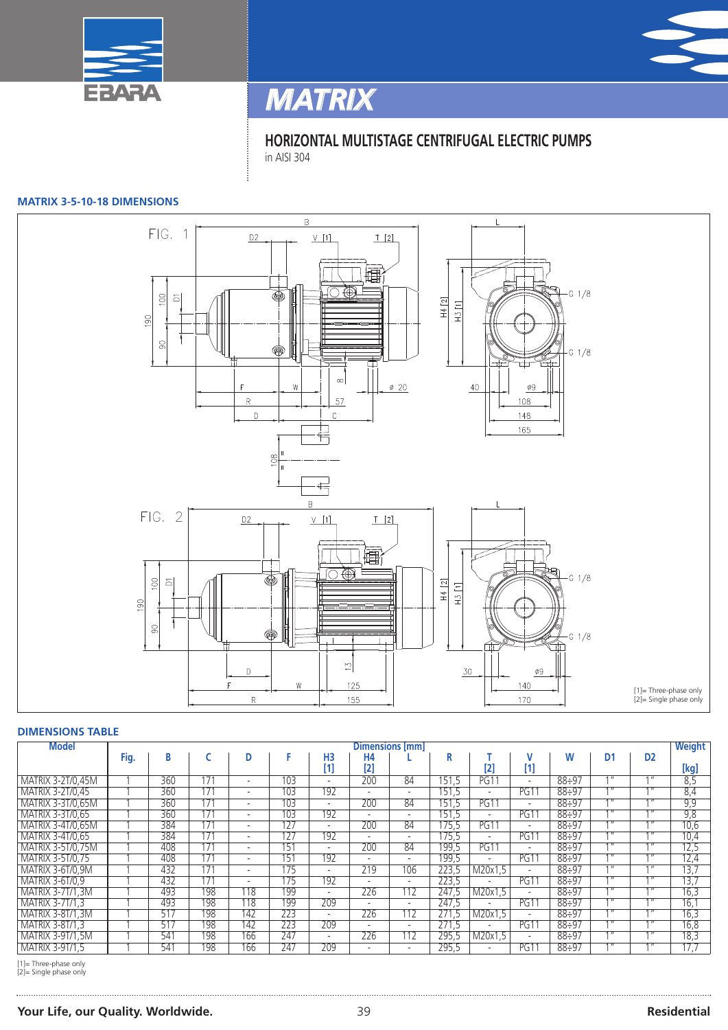# MATRIX

## HORIZONTAL MULTISTAGE CENTRIFUGAL ELECTRIC PUMPS

in AISI 304

### MATRIX 3-5-10-18 DIMENSIONS

FIG. 1

FIG. 2

[1]= Three-phase only
[2]= Single phase only

### DIMENSIONS TABLE

| Model | Fig. | B | C | D | F | H3 [1] | H4 [2] | L | R | T [2] | V [1] | W | D1 | D2 | Weight [kg] |
|---|---|---|---|---|---|---|---|---|---|---|---|---|---|---|---|
| MATRIX 3-2T/0,45M | 1 | 360 | 171 | - | 103 | - | 200 | 84 | 151,5 | PG11 | - | 88÷97 | 1" | 1" | 8,5 |
| MATRIX 3-2T/0,45 | 1 | 360 | 171 | - | 103 | 192 | - | - | 151,5 | - | PG11 | 88÷97 | 1" | 1" | 8,4 |
| MATRIX 3-3T/0,65M | 1 | 360 | 171 | - | 103 | - | 200 | 84 | 151,5 | PG11 | - | 88÷97 | 1" | 1" | 9,9 |
| MATRIX 3-3T/0,65 | 1 | 360 | 171 | - | 103 | 192 | - | - | 151,5 | - | PG11 | 88÷97 | 1" | 1" | 9,8 |
| MATRIX 3-4T/0,65M | 1 | 384 | 171 | - | 127 | - | 200 | 84 | 175,5 | PG11 | - | 88÷97 | 1" | 1" | 10,6 |
| MATRIX 3-4T/0,65 | 1 | 384 | 171 | - | 127 | 192 | - | - | 175,5 | - | PG11 | 88÷97 | 1" | 1" | 10,4 |
| MATRIX 3-5T/0,75M | 1 | 408 | 171 | - | 151 | - | 200 | 84 | 199,5 | PG11 | - | 88÷97 | 1" | 1" | 12,5 |
| MATRIX 3-5T/0,75 | 1 | 408 | 171 | - | 151 | 192 | - | - | 199,5 | - | PG11 | 88÷97 | 1" | 1" | 12,4 |
| MATRIX 3-6T/0,9M | 1 | 432 | 171 | - | 175 | - | 219 | 106 | 223,5 | M20x1,5 | - | 88÷97 | 1" | 1" | 13,7 |
| MATRIX 3-6T/0,9 | 1 | 432 | 171 | - | 175 | 192 | - | - | 223,5 | - | PG11 | 88÷97 | 1" | 1" | 13,7 |
| MATRIX 3-7T/1,3M | 1 | 493 | 198 | 118 | 199 | - | 226 | 112 | 247,5 | M20x1,5 | - | 88÷97 | 1" | 1" | 16,3 |
| MATRIX 3-7T/1,3 | 1 | 493 | 198 | 118 | 199 | 209 | - | - | 247,5 | - | PG11 | 88÷97 | 1" | 1" | 16,1 |
| MATRIX 3-8T/1,3M | 1 | 517 | 198 | 142 | 223 | - | 226 | 112 | 271,5 | M20x1,5 | - | 88÷97 | 1" | 1" | 16,3 |
| MATRIX 3-8T/1,3 | 1 | 517 | 198 | 142 | 223 | 209 | - | - | 271,5 | - | PG11 | 88÷97 | 1" | 1" | 16,8 |
| MATRIX 3-9T/1,5M | 1 | 541 | 198 | 166 | 247 | - | 226 | 112 | 295,5 | M20x1,5 | - | 88÷97 | 1" | 1" | 18,3 |
| MATRIX 3-9T/1,5 | 1 | 541 | 198 | 166 | 247 | 209 | - | - | 295,5 | - | PG11 | 88÷97 | 1" | 1" | 17,7 |

[1]= Three-phase only
[2]= Single phase only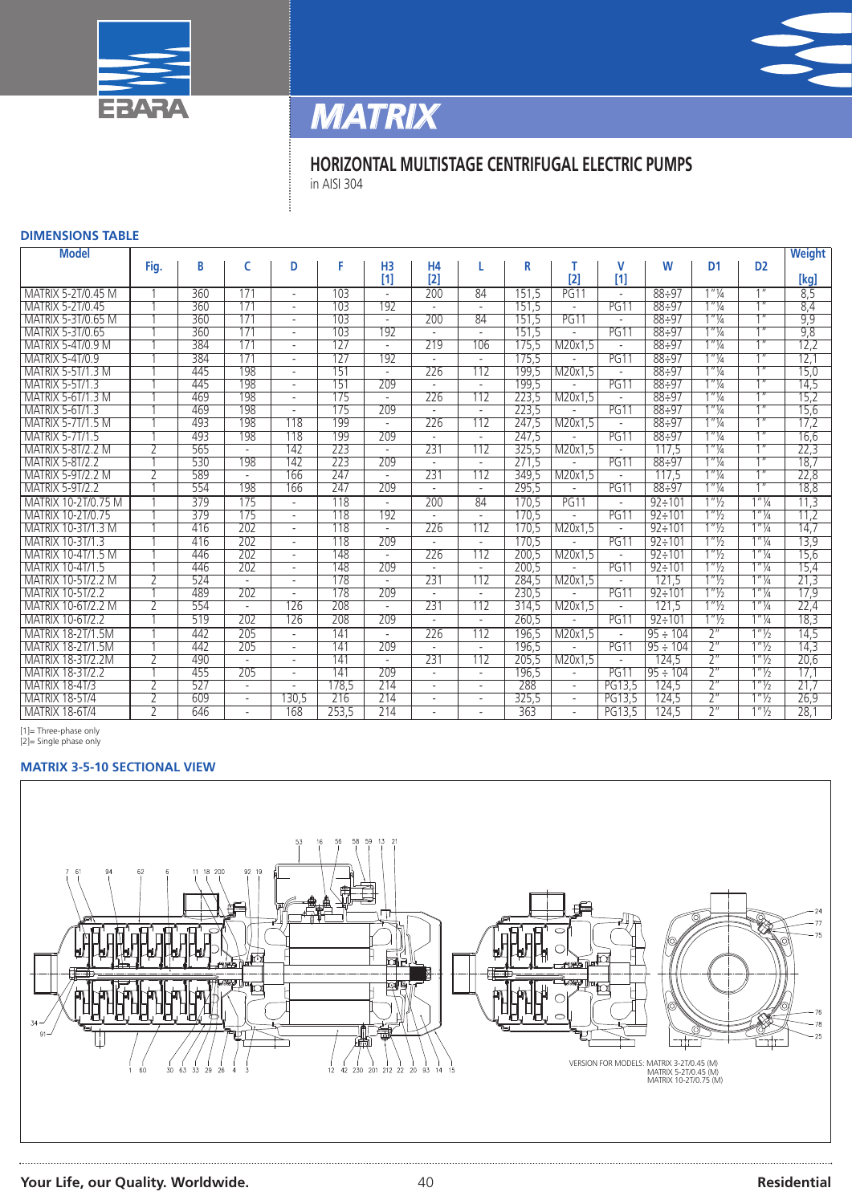# MATRIX

## HORIZONTAL MULTISTAGE CENTRIFUGAL ELECTRIC PUMPS

in AISI 304

### DIMENSIONS TABLE

| Model | Fig. | B | C | D | F | H3 [1] | H4 [2] | L | R | T [2] | V [1] | W | D1 | D2 | Weight [kg] |
|---|---|---|---|---|---|---|---|---|---|---|---|---|---|---|---|
| MATRIX 5-2T/0.45 M | 1 | 360 | 171 | - | 103 | - | 200 | 84 | 151,5 | PG11 | - | 88÷97 | 1"¼ | 1" | 8,5 |
| MATRIX 5-2T/0.45 | 1 | 360 | 171 | - | 103 | 192 | - | - | 151,5 | - | PG11 | 88÷97 | 1"¼ | 1" | 8,4 |
| MATRIX 5-3T/0.65 M | 1 | 360 | 171 | - | 103 | - | 200 | 84 | 151,5 | PG11 | - | 88÷97 | 1"¼ | 1" | 9,9 |
| MATRIX 5-3T/0.65 | 1 | 360 | 171 | - | 103 | 192 | - | - | 151,5 | - | PG11 | 88÷97 | 1"¼ | 1" | 9,8 |
| MATRIX 5-4T/0.9 M | 1 | 384 | 171 | - | 127 | - | 219 | 106 | 175,5 | M20x1,5 | - | 88÷97 | 1"¼ | 1" | 12,2 |
| MATRIX 5-4T/0.9 | 1 | 384 | 171 | - | 127 | 192 | - | - | 175,5 | - | PG11 | 88÷97 | 1"¼ | 1" | 12,1 |
| MATRIX 5-5T/1.3 M | 1 | 445 | 198 | - | 151 | - | 226 | 112 | 199,5 | M20x1,5 | - | 88÷97 | 1"¼ | 1" | 15,0 |
| MATRIX 5-5T/1.3 | 1 | 445 | 198 | - | 151 | 209 | - | - | 199,5 | - | PG11 | 88÷97 | 1"¼ | 1" | 14,5 |
| MATRIX 5-6T/1.3 M | 1 | 469 | 198 | - | 175 | - | 226 | 112 | 223,5 | M20x1,5 | - | 88÷97 | 1"¼ | 1" | 15,2 |
| MATRIX 5-6T/1.3 | 1 | 469 | 198 | - | 175 | 209 | - | - | 223,5 | - | PG11 | 88÷97 | 1"¼ | 1" | 15,6 |
| MATRIX 5-7T/1.5 M | 1 | 493 | 198 | 118 | 199 | - | 226 | 112 | 247,5 | M20x1,5 | - | 88÷97 | 1"¼ | 1" | 17,2 |
| MATRIX 5-7T/1.5 | 1 | 493 | 198 | 118 | 199 | 209 | - | - | 247,5 | - | PG11 | 88÷97 | 1"¼ | 1" | 16,6 |
| MATRIX 5-8T/2.2 M | 2 | 565 | - | 142 | 223 | - | 231 | 112 | 325,5 | M20x1,5 | - | 117,5 | 1"¼ | 1" | 22,3 |
| MATRIX 5-8T/2.2 | 1 | 530 | 198 | 142 | 223 | 209 | - | - | 271,5 | - | PG11 | 88÷97 | 1"¼ | 1" | 18,7 |
| MATRIX 5-9T/2.2 M | 2 | 589 | - | 166 | 247 | - | 231 | 112 | 349,5 | M20x1,5 | - | 117,5 | 1"¼ | 1" | 22,8 |
| MATRIX 5-9T/2.2 | 1 | 554 | 198 | 166 | 247 | 209 | - | - | 295,5 | - | PG11 | 88÷97 | 1"¼ | 1" | 18,8 |
| MATRIX 10-2T/0.75 M | 1 | 379 | 175 | - | 118 | - | 200 | 84 | 170,5 | PG11 | - | 92÷101 | 1"½ | 1"¼ | 11,3 |
| MATRIX 10-2T/0.75 | 1 | 379 | 175 | - | 118 | 192 | - | - | 170,5 | - | PG11 | 92÷101 | 1"½ | 1"¼ | 11,2 |
| MATRIX 10-3T/1.3 M | 1 | 416 | 202 | - | 118 | - | 226 | 112 | 170,5 | M20x1,5 | - | 92÷101 | 1"½ | 1"¼ | 14,7 |
| MATRIX 10-3T/1.3 | 1 | 416 | 202 | - | 118 | 209 | - | - | 170,5 | - | PG11 | 92÷101 | 1"½ | 1"¼ | 13,9 |
| MATRIX 10-4T/1.5 M | 1 | 446 | 202 | - | 148 | - | 226 | 112 | 200,5 | M20x1,5 | - | 92÷101 | 1"½ | 1"¼ | 15,6 |
| MATRIX 10-4T/1.5 | 1 | 446 | 202 | - | 148 | 209 | - | - | 200,5 | - | PG11 | 92÷101 | 1"½ | 1"¼ | 15,4 |
| MATRIX 10-5T/2.2 M | 2 | 524 | - | - | 178 | - | 231 | 112 | 284,5 | M20x1,5 | - | 121,5 | 1"½ | 1"¼ | 21,3 |
| MATRIX 10-5T/2.2 | 1 | 489 | 202 | - | 178 | 209 | - | - | 230,5 | - | PG11 | 92÷101 | 1"½ | 1"¼ | 17,9 |
| MATRIX 10-6T/2.2 M | 2 | 554 | - | 126 | 208 | - | 231 | 112 | 314,5 | M20x1,5 | - | 121,5 | 1"½ | 1"¼ | 22,4 |
| MATRIX 10-6T/2.2 | 1 | 519 | 202 | 126 | 208 | 209 | - | - | 260,5 | - | PG11 | 92÷101 | 1"½ | 1"¼ | 18,3 |
| MATRIX 18-2T/1.5M | 1 | 442 | 205 | - | 141 | - | 226 | 112 | 196,5 | M20x1,5 | - | 95 ÷ 104 | 2" | 1"½ | 14,5 |
| MATRIX 18-2T/1.5M | 1 | 442 | 205 | - | 141 | 209 | - | - | 196,5 | - | PG11 | 95 ÷ 104 | 2" | 1"½ | 14,3 |
| MATRIX 18-3T/2.2M | 2 | 490 | - | - | 141 | - | 231 | 112 | 205,5 | M20x1,5 | - | 124,5 | 2" | 1"½ | 20,6 |
| MATRIX 18-3T/2.2 | 1 | 455 | 205 | - | 141 | 209 | - | - | 196,5 | - | PG11 | 95 ÷ 104 | 2" | 1"½ | 17,1 |
| MATRIX 18-4T/3 | 2 | 527 | - | - | 178,5 | 214 | - | - | 288 | - | PG13,5 | 124,5 | 2" | 1"½ | 21,7 |
| MATRIX 18-5T/4 | 2 | 609 | - | 130,5 | 216 | 214 | - | - | 325,5 | - | PG13,5 | 124,5 | 2" | 1"½ | 26,9 |
| MATRIX 18-6T/4 | 2 | 646 | - | 168 | 253,5 | 214 | - | - | 363 | - | PG13,5 | 124,5 | 2" | 1"½ | 28,1 |

[1]= Three-phase only
[2]= Single phase only

### MATRIX 3-5-10 SECTIONAL VIEW

VERSION FOR MODELS: MATRIX 3-2T/0.45 (M)
MATRIX 5-2T/0.45 (M)
MATRIX 10-2T/0.75 (M)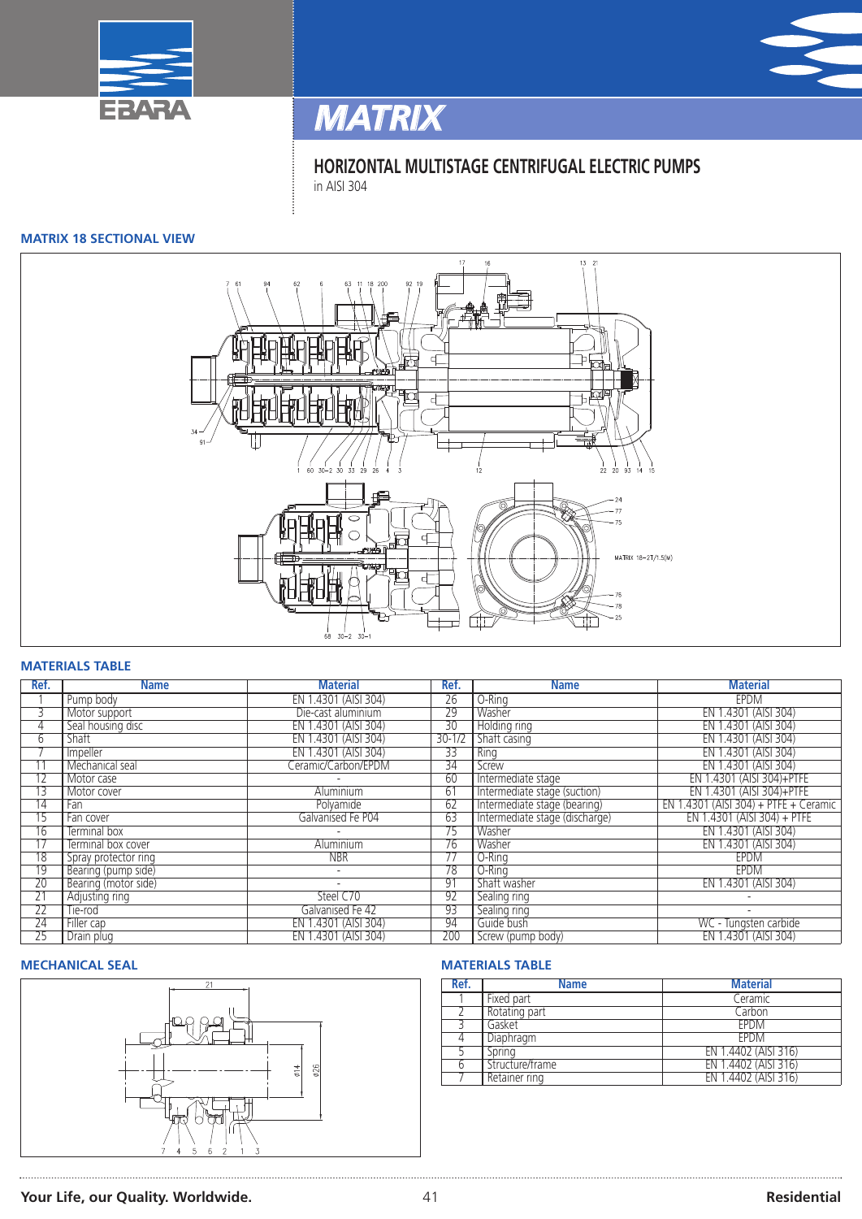# MATRIX

## HORIZONTAL MULTISTAGE CENTRIFUGAL ELECTRIC PUMPS

in AISI 304

### MATRIX 18 SECTIONAL VIEW

### MATERIALS TABLE

| Ref. | Name | Material | Ref. | Name | Material |
|---|---|---|---|---|---|
| 1 | Pump body | EN 1.4301 (AISI 304) | 26 | O-Ring | EPDM |
| 3 | Motor support | Die-cast aluminium | 29 | Washer | EN 1.4301 (AISI 304) |
| 4 | Seal housing disc | EN 1.4301 (AISI 304) | 30 | Holding ring | EN 1.4301 (AISI 304) |
| 6 | Shaft | EN 1.4301 (AISI 304) | 30-1/2 | Shaft casing | EN 1.4301 (AISI 304) |
| 7 | Impeller | EN 1.4301 (AISI 304) | 33 | Ring | EN 1.4301 (AISI 304) |
| 11 | Mechanical seal | Ceramic/Carbon/EPDM | 34 | Screw | EN 1.4301 (AISI 304) |
| 12 | Motor case | - | 60 | Intermediate stage | EN 1.4301 (AISI 304)+PTFE |
| 13 | Motor cover | Aluminium | 61 | Intermediate stage (suction) | EN 1.4301 (AISI 304)+PTFE |
| 14 | Fan | Polyamide | 62 | Intermediate stage (bearing) | EN 1.4301 (AISI 304) + PTFE + Ceramic |
| 15 | Fan cover | Galvanised Fe P04 | 63 | Intermediate stage (discharge) | EN 1.4301 (AISI 304) + PTFE |
| 16 | Terminal box | - | 75 | Washer | EN 1.4301 (AISI 304) |
| 17 | Terminal box cover | Aluminium | 76 | Washer | EN 1.4301 (AISI 304) |
| 18 | Spray protector ring | NBR | 77 | O-Ring | EPDM |
| 19 | Bearing (pump side) | - | 78 | O-Ring | EPDM |
| 20 | Bearing (motor side) | - | 91 | Shaft washer | EN 1.4301 (AISI 304) |
| 21 | Adjusting ring | Steel C70 | 92 | Sealing ring | - |
| 22 | Tie-rod | Galvanised Fe 42 | 93 | Sealing ring | - |
| 24 | Filler cap | EN 1.4301 (AISI 304) | 94 | Guide bush | WC - Tungsten carbide |
| 25 | Drain plug | EN 1.4301 (AISI 304) | 200 | Screw (pump body) | EN 1.4301 (AISI 304) |

### MECHANICAL SEAL

### MATERIALS TABLE

| Ref. | Name | Material |
|---|---|---|
| 1 | Fixed part | Ceramic |
| 2 | Rotating part | Carbon |
| 3 | Gasket | EPDM |
| 4 | Diaphragm | EPDM |
| 5 | Spring | EN 1.4402 (AISI 316) |
| 6 | Structure/frame | EN 1.4402 (AISI 316) |
| 7 | Retainer ring | EN 1.4402 (AISI 316) |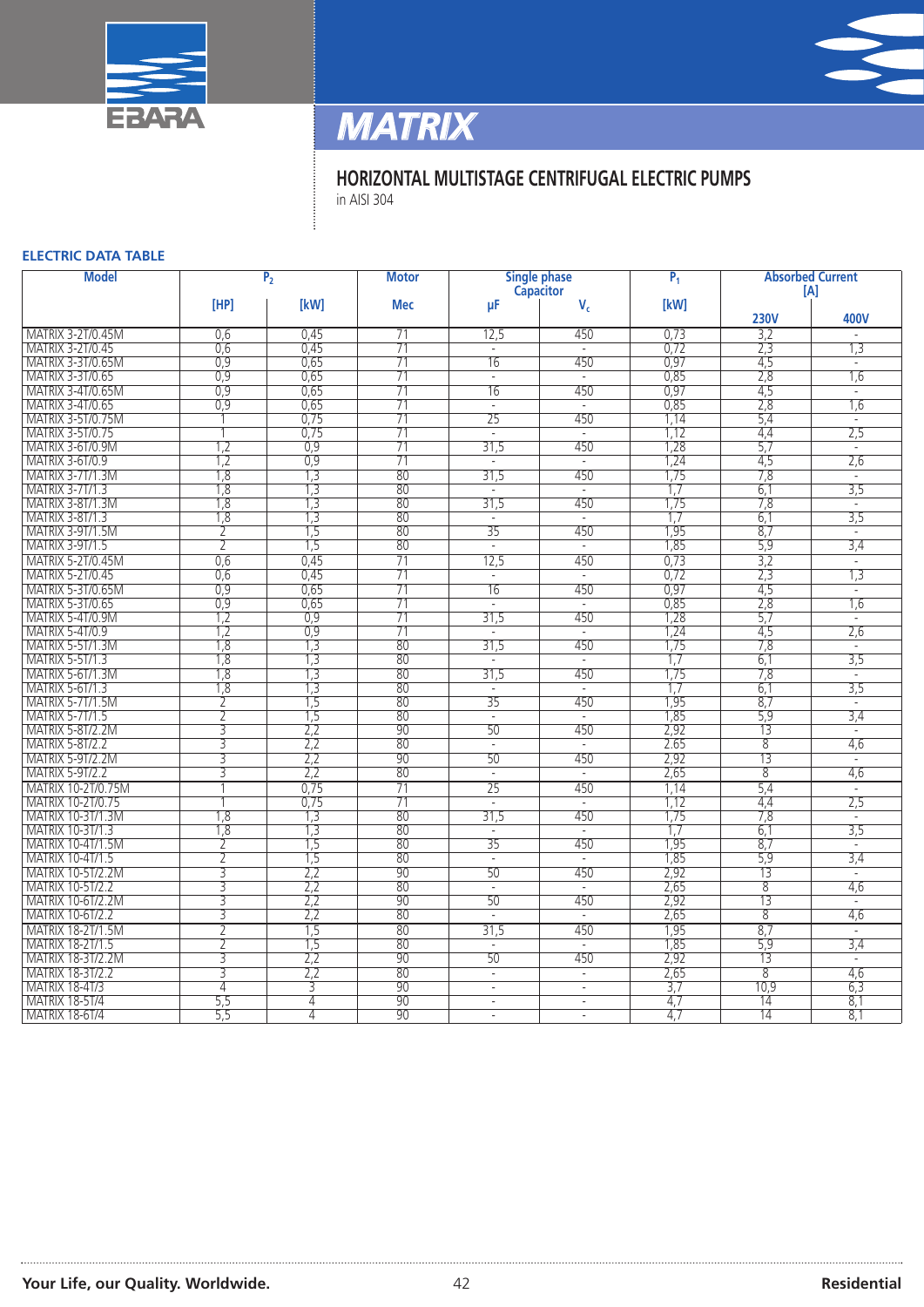# MATRIX

## HORIZONTAL MULTISTAGE CENTRIFUGAL ELECTRIC PUMPS

in AISI 304

### ELECTRIC DATA TABLE

| Model | $P_2$ | | Motor | Single phase Capacitor | | $P_1$ | Absorbed Current [A] | |
|---|---|---|---|---|---|---|---|---|
| | [HP] | [kW] | Mec | μF | $V_c$ | [kW] | 230V | 400V |
| MATRIX 3-2T/0.45M | 0,6 | 0,45 | 71 | 12,5 | 450 | 0,73 | 3,2 | - |
| MATRIX 3-2T/0.45 | 0,6 | 0,45 | 71 | - | - | 0,72 | 2,3 | 1,3 |
| MATRIX 3-3T/0.65M | 0,9 | 0,65 | 71 | 16 | 450 | 0,97 | 4,5 | - |
| MATRIX 3-3T/0.65 | 0,9 | 0,65 | 71 | - | - | 0,85 | 2,8 | 1,6 |
| MATRIX 3-4T/0.65M | 0,9 | 0,65 | 71 | 16 | 450 | 0,97 | 4,5 | - |
| MATRIX 3-4T/0.65 | 0,9 | 0,65 | 71 | - | - | 0,85 | 2,8 | 1,6 |
| MATRIX 3-5T/0.75M | 1 | 0,75 | 71 | 25 | 450 | 1,14 | 5,4 | - |
| MATRIX 3-5T/0.75 | 1 | 0,75 | 71 | - | - | 1,12 | 4,4 | 2,5 |
| MATRIX 3-6T/0.9M | 1,2 | 0,9 | 71 | 31,5 | 450 | 1,28 | 5,7 | - |
| MATRIX 3-6T/0.9 | 1,2 | 0,9 | 71 | - | - | 1,24 | 4,5 | 2,6 |
| MATRIX 3-7T/1.3M | 1,8 | 1,3 | 80 | 31,5 | 450 | 1,75 | 7,8 | - |
| MATRIX 3-7T/1.3 | 1,8 | 1,3 | 80 | - | - | 1,7 | 6,1 | 3,5 |
| MATRIX 3-8T/1.3M | 1,8 | 1,3 | 80 | 31,5 | 450 | 1,75 | 7,8 | - |
| MATRIX 3-8T/1.3 | 1,8 | 1,3 | 80 | - | - | 1,7 | 6,1 | 3,5 |
| MATRIX 3-9T/1.5M | 2 | 1,5 | 80 | 35 | 450 | 1,95 | 8,7 | - |
| MATRIX 3-9T/1.5 | 2 | 1,5 | 80 | - | - | 1,85 | 5,9 | 3,4 |
| MATRIX 5-2T/0.45M | 0,6 | 0,45 | 71 | 12,5 | 450 | 0,73 | 3,2 | - |
| MATRIX 5-2T/0.45 | 0,6 | 0,45 | 71 | - | - | 0,72 | 2,3 | 1,3 |
| MATRIX 5-3T/0.65M | 0,9 | 0,65 | 71 | 16 | 450 | 0,97 | 4,5 | - |
| MATRIX 5-3T/0.65 | 0,9 | 0,65 | 71 | - | - | 0,85 | 2,8 | 1,6 |
| MATRIX 5-4T/0.9M | 1,2 | 0,9 | 71 | 31,5 | 450 | 1,28 | 5,7 | - |
| MATRIX 5-4T/0.9 | 1,2 | 0,9 | 71 | - | - | 1,24 | 4,5 | 2,6 |
| MATRIX 5-5T/1.3M | 1,8 | 1,3 | 80 | 31,5 | 450 | 1,75 | 7,8 | - |
| MATRIX 5-5T/1.3 | 1,8 | 1,3 | 80 | - | - | 1,7 | 6,1 | 3,5 |
| MATRIX 5-6T/1.3M | 1,8 | 1,3 | 80 | 31,5 | 450 | 1,75 | 7,8 | - |
| MATRIX 5-6T/1.3 | 1,8 | 1,3 | 80 | - | - | 1,7 | 6,1 | 3,5 |
| MATRIX 5-7T/1.5M | 2 | 1,5 | 80 | 35 | 450 | 1,95 | 8,7 | - |
| MATRIX 5-7T/1.5 | 2 | 1,5 | 80 | - | - | 1,85 | 5,9 | 3,4 |
| MATRIX 5-8T/2.2M | 3 | 2,2 | 90 | 50 | 450 | 2,92 | 13 | - |
| MATRIX 5-8T/2.2 | 3 | 2,2 | 80 | - | - | 2.65 | 8 | 4,6 |
| MATRIX 5-9T/2.2M | 3 | 2,2 | 90 | 50 | 450 | 2,92 | 13 | - |
| MATRIX 5-9T/2.2 | 3 | 2,2 | 80 | - | - | 2,65 | 8 | 4,6 |
| MATRIX 10-2T/0.75M | 1 | 0,75 | 71 | 25 | 450 | 1,14 | 5,4 | - |
| MATRIX 10-2T/0.75 | 1 | 0,75 | 71 | - | - | 1,12 | 4,4 | 2,5 |
| MATRIX 10-3T/1.3M | 1,8 | 1,3 | 80 | 31,5 | 450 | 1,75 | 7,8 | - |
| MATRIX 10-3T/1.3 | 1,8 | 1,3 | 80 | - | - | 1,7 | 6,1 | 3,5 |
| MATRIX 10-4T/1.5M | 2 | 1,5 | 80 | 35 | 450 | 1,95 | 8,7 | - |
| MATRIX 10-4T/1.5 | 2 | 1,5 | 80 | - | - | 1,85 | 5,9 | 3,4 |
| MATRIX 10-5T/2.2M | 3 | 2,2 | 90 | 50 | 450 | 2,92 | 13 | - |
| MATRIX 10-5T/2.2 | 3 | 2,2 | 80 | - | - | 2,65 | 8 | 4,6 |
| MATRIX 10-6T/2.2M | 3 | 2,2 | 90 | 50 | 450 | 2,92 | 13 | - |
| MATRIX 10-6T/2.2 | 3 | 2,2 | 80 | - | - | 2,65 | 8 | 4,6 |
| MATRIX 18-2T/1.5M | 2 | 1,5 | 80 | 31,5 | 450 | 1,95 | 8,7 | - |
| MATRIX 18-2T/1.5 | 2 | 1,5 | 80 | - | - | 1,85 | 5,9 | 3,4 |
| MATRIX 18-3T/2.2M | 3 | 2,2 | 90 | 50 | 450 | 2,92 | 13 | - |
| MATRIX 18-3T/2.2 | 3 | 2,2 | 80 | - | - | 2,65 | 8 | 4,6 |
| MATRIX 18-4T/3 | 4 | 3 | 90 | - | - | 3,7 | 10,9 | 6,3 |
| MATRIX 18-5T/4 | 5,5 | 4 | 90 | - | - | 4,7 | 14 | 8,1 |
| MATRIX 18-6T/4 | 5,5 | 4 | 90 | - | - | 4,7 | 14 | 8,1 |